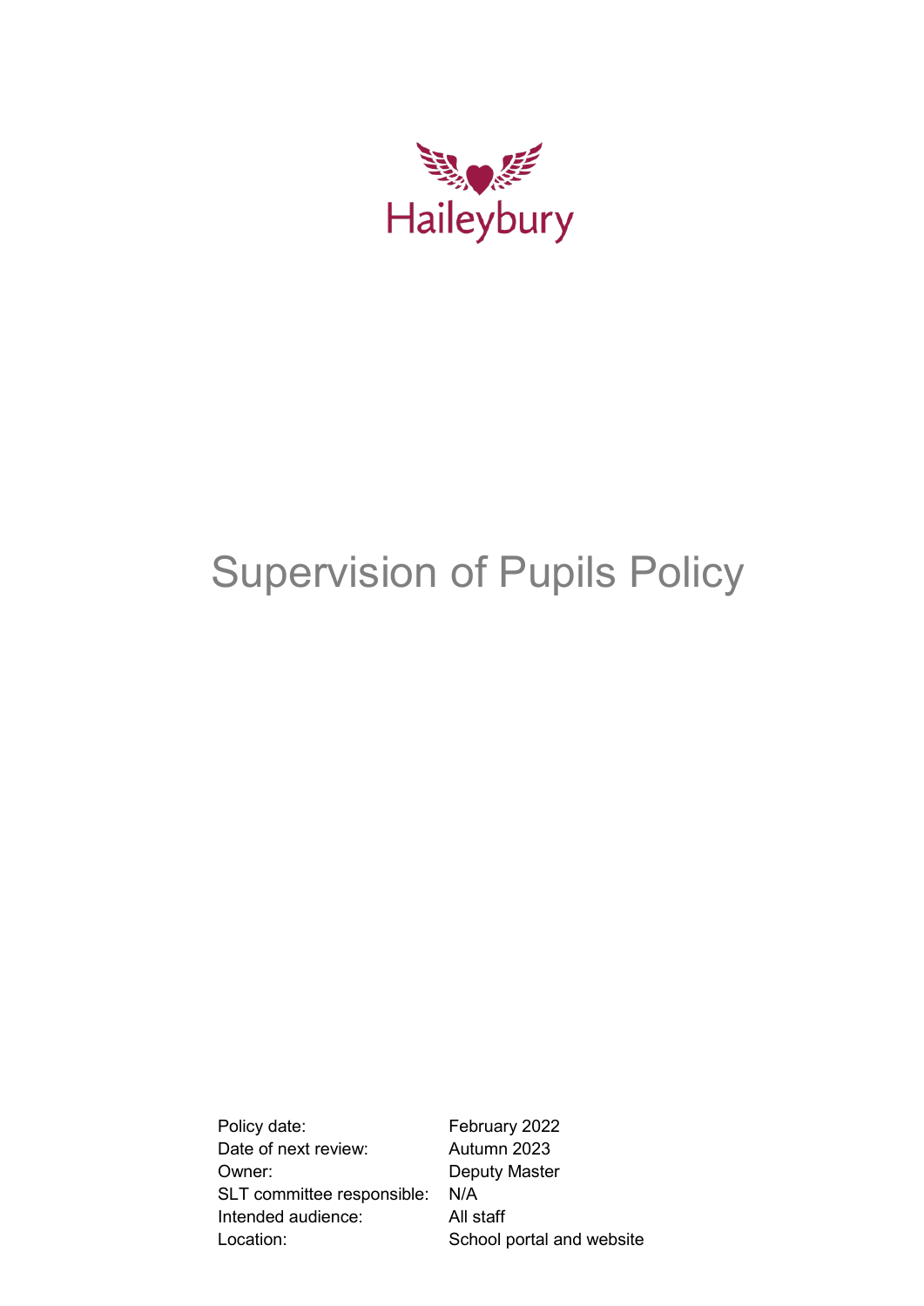Haileybury

# Supervision of Pupils Policy

| | |
|---|---|
| Policy date: | February 2022 |
| Date of next review: | Autumn 2023 |
| Owner: | Deputy Master |
| SLT committee responsible: | N/A |
| Intended audience: | All staff |
| Location: | School portal and website |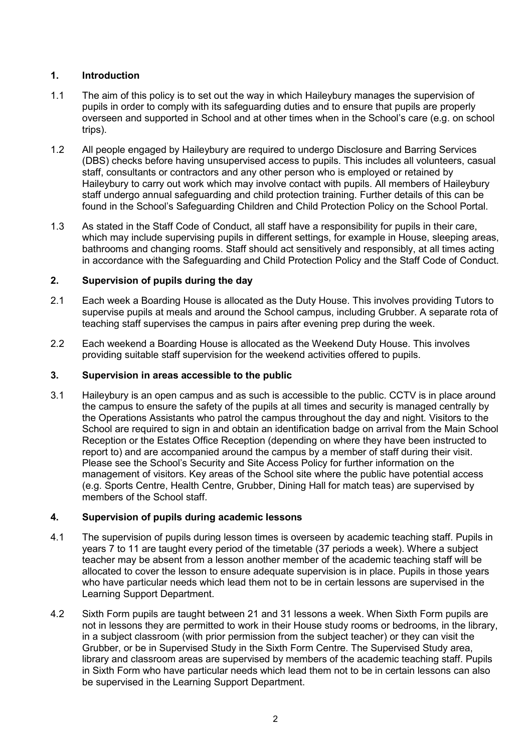## 1. Introduction

1.1 The aim of this policy is to set out the way in which Haileybury manages the supervision of pupils in order to comply with its safeguarding duties and to ensure that pupils are properly overseen and supported in School and at other times when in the School's care (e.g. on school trips).

1.2 All people engaged by Haileybury are required to undergo Disclosure and Barring Services (DBS) checks before having unsupervised access to pupils. This includes all volunteers, casual staff, consultants or contractors and any other person who is employed or retained by Haileybury to carry out work which may involve contact with pupils. All members of Haileybury staff undergo annual safeguarding and child protection training. Further details of this can be found in the School's Safeguarding Children and Child Protection Policy on the School Portal.

1.3 As stated in the Staff Code of Conduct, all staff have a responsibility for pupils in their care, which may include supervising pupils in different settings, for example in House, sleeping areas, bathrooms and changing rooms. Staff should act sensitively and responsibly, at all times acting in accordance with the Safeguarding and Child Protection Policy and the Staff Code of Conduct.

## 2. Supervision of pupils during the day

2.1 Each week a Boarding House is allocated as the Duty House. This involves providing Tutors to supervise pupils at meals and around the School campus, including Grubber. A separate rota of teaching staff supervises the campus in pairs after evening prep during the week.

2.2 Each weekend a Boarding House is allocated as the Weekend Duty House. This involves providing suitable staff supervision for the weekend activities offered to pupils.

## 3. Supervision in areas accessible to the public

3.1 Haileybury is an open campus and as such is accessible to the public. CCTV is in place around the campus to ensure the safety of the pupils at all times and security is managed centrally by the Operations Assistants who patrol the campus throughout the day and night. Visitors to the School are required to sign in and obtain an identification badge on arrival from the Main School Reception or the Estates Office Reception (depending on where they have been instructed to report to) and are accompanied around the campus by a member of staff during their visit. Please see the School's Security and Site Access Policy for further information on the management of visitors. Key areas of the School site where the public have potential access (e.g. Sports Centre, Health Centre, Grubber, Dining Hall for match teas) are supervised by members of the School staff.

## 4. Supervision of pupils during academic lessons

4.1 The supervision of pupils during lesson times is overseen by academic teaching staff. Pupils in years 7 to 11 are taught every period of the timetable (37 periods a week). Where a subject teacher may be absent from a lesson another member of the academic teaching staff will be allocated to cover the lesson to ensure adequate supervision is in place. Pupils in those years who have particular needs which lead them not to be in certain lessons are supervised in the Learning Support Department.

4.2 Sixth Form pupils are taught between 21 and 31 lessons a week. When Sixth Form pupils are not in lessons they are permitted to work in their House study rooms or bedrooms, in the library, in a subject classroom (with prior permission from the subject teacher) or they can visit the Grubber, or be in Supervised Study in the Sixth Form Centre. The Supervised Study area, library and classroom areas are supervised by members of the academic teaching staff. Pupils in Sixth Form who have particular needs which lead them not to be in certain lessons can also be supervised in the Learning Support Department.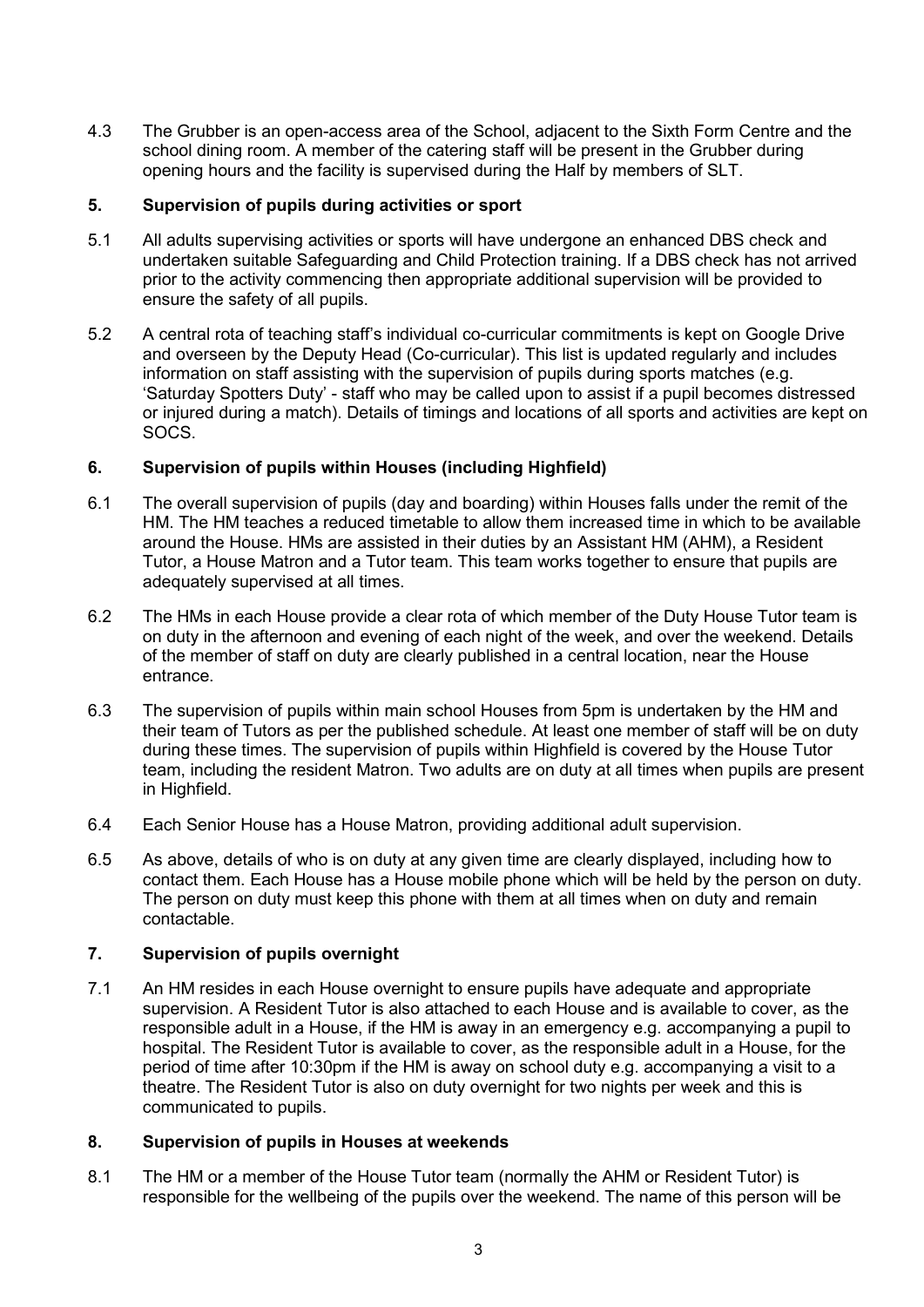4.3 The Grubber is an open-access area of the School, adjacent to the Sixth Form Centre and the school dining room. A member of the catering staff will be present in the Grubber during opening hours and the facility is supervised during the Half by members of SLT.

## 5. Supervision of pupils during activities or sport

5.1 All adults supervising activities or sports will have undergone an enhanced DBS check and undertaken suitable Safeguarding and Child Protection training. If a DBS check has not arrived prior to the activity commencing then appropriate additional supervision will be provided to ensure the safety of all pupils.

5.2 A central rota of teaching staff's individual co-curricular commitments is kept on Google Drive and overseen by the Deputy Head (Co-curricular). This list is updated regularly and includes information on staff assisting with the supervision of pupils during sports matches (e.g. 'Saturday Spotters Duty' - staff who may be called upon to assist if a pupil becomes distressed or injured during a match). Details of timings and locations of all sports and activities are kept on SOCS.

## 6. Supervision of pupils within Houses (including Highfield)

6.1 The overall supervision of pupils (day and boarding) within Houses falls under the remit of the HM. The HM teaches a reduced timetable to allow them increased time in which to be available around the House. HMs are assisted in their duties by an Assistant HM (AHM), a Resident Tutor, a House Matron and a Tutor team. This team works together to ensure that pupils are adequately supervised at all times.

6.2 The HMs in each House provide a clear rota of which member of the Duty House Tutor team is on duty in the afternoon and evening of each night of the week, and over the weekend. Details of the member of staff on duty are clearly published in a central location, near the House entrance.

6.3 The supervision of pupils within main school Houses from 5pm is undertaken by the HM and their team of Tutors as per the published schedule. At least one member of staff will be on duty during these times. The supervision of pupils within Highfield is covered by the House Tutor team, including the resident Matron. Two adults are on duty at all times when pupils are present in Highfield.

6.4 Each Senior House has a House Matron, providing additional adult supervision.

6.5 As above, details of who is on duty at any given time are clearly displayed, including how to contact them. Each House has a House mobile phone which will be held by the person on duty. The person on duty must keep this phone with them at all times when on duty and remain contactable.

## 7. Supervision of pupils overnight

7.1 An HM resides in each House overnight to ensure pupils have adequate and appropriate supervision. A Resident Tutor is also attached to each House and is available to cover, as the responsible adult in a House, if the HM is away in an emergency e.g. accompanying a pupil to hospital. The Resident Tutor is available to cover, as the responsible adult in a House, for the period of time after 10:30pm if the HM is away on school duty e.g. accompanying a visit to a theatre. The Resident Tutor is also on duty overnight for two nights per week and this is communicated to pupils.

## 8. Supervision of pupils in Houses at weekends

8.1 The HM or a member of the House Tutor team (normally the AHM or Resident Tutor) is responsible for the wellbeing of the pupils over the weekend. The name of this person will be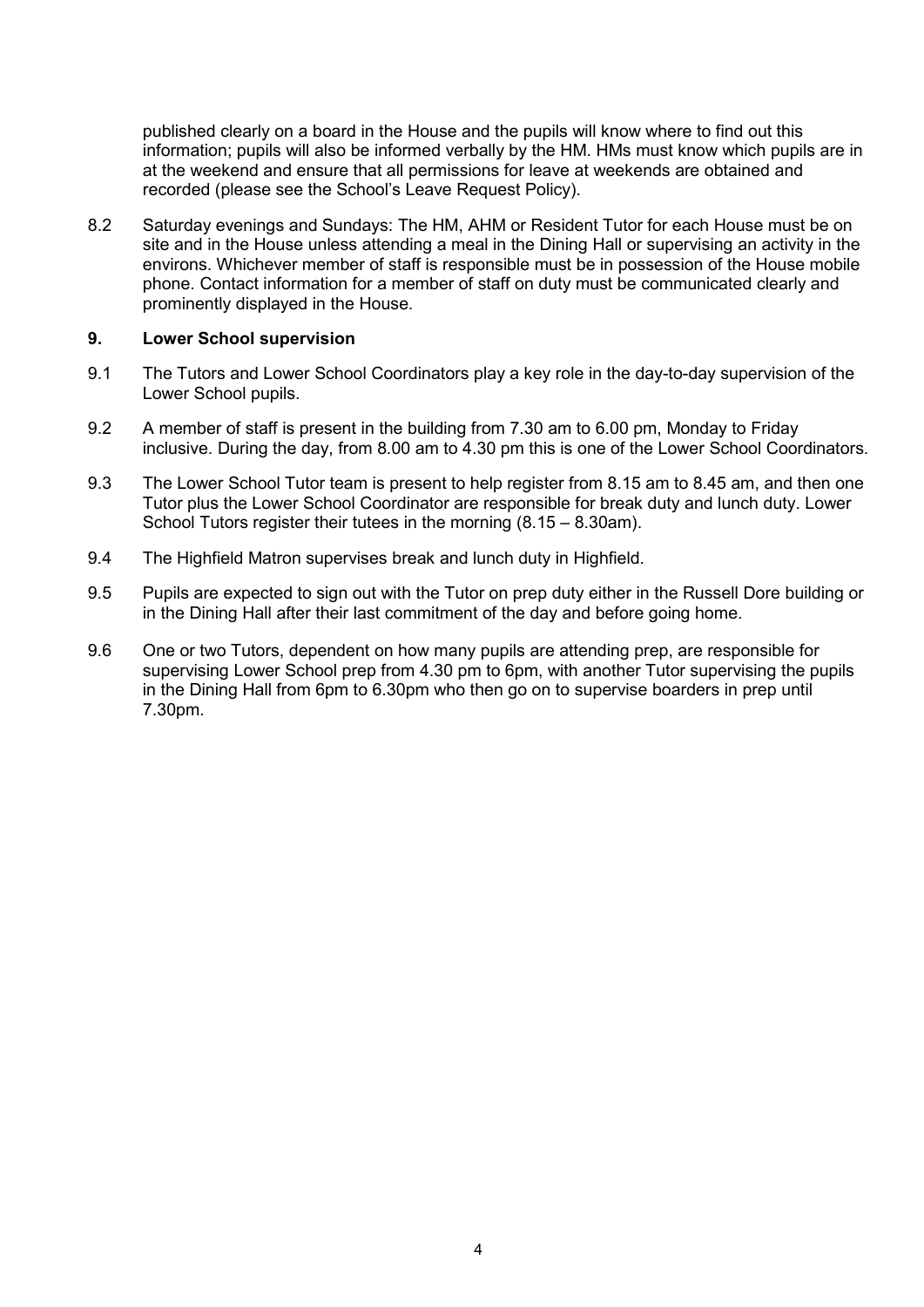published clearly on a board in the House and the pupils will know where to find out this information; pupils will also be informed verbally by the HM. HMs must know which pupils are in at the weekend and ensure that all permissions for leave at weekends are obtained and recorded (please see the School's Leave Request Policy).

8.2 Saturday evenings and Sundays: The HM, AHM or Resident Tutor for each House must be on site and in the House unless attending a meal in the Dining Hall or supervising an activity in the environs. Whichever member of staff is responsible must be in possession of the House mobile phone. Contact information for a member of staff on duty must be communicated clearly and prominently displayed in the House.

## 9. Lower School supervision

9.1 The Tutors and Lower School Coordinators play a key role in the day-to-day supervision of the Lower School pupils.

9.2 A member of staff is present in the building from 7.30 am to 6.00 pm, Monday to Friday inclusive. During the day, from 8.00 am to 4.30 pm this is one of the Lower School Coordinators.

9.3 The Lower School Tutor team is present to help register from 8.15 am to 8.45 am, and then one Tutor plus the Lower School Coordinator are responsible for break duty and lunch duty. Lower School Tutors register their tutees in the morning (8.15 – 8.30am).

9.4 The Highfield Matron supervises break and lunch duty in Highfield.

9.5 Pupils are expected to sign out with the Tutor on prep duty either in the Russell Dore building or in the Dining Hall after their last commitment of the day and before going home.

9.6 One or two Tutors, dependent on how many pupils are attending prep, are responsible for supervising Lower School prep from 4.30 pm to 6pm, with another Tutor supervising the pupils in the Dining Hall from 6pm to 6.30pm who then go on to supervise boarders in prep until 7.30pm.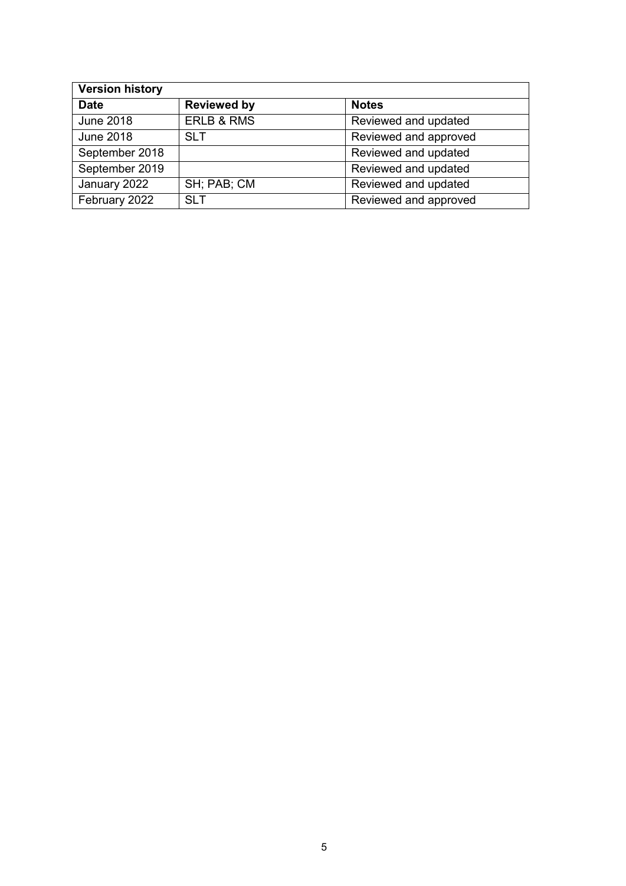| Version history | | |
|---|---|---|
| **Date** | **Reviewed by** | **Notes** |
| June 2018 | ERLB & RMS | Reviewed and updated |
| June 2018 | SLT | Reviewed and approved |
| September 2018 | | Reviewed and updated |
| September 2019 | | Reviewed and updated |
| January 2022 | SH; PAB; CM | Reviewed and updated |
| February 2022 | SLT | Reviewed and approved |